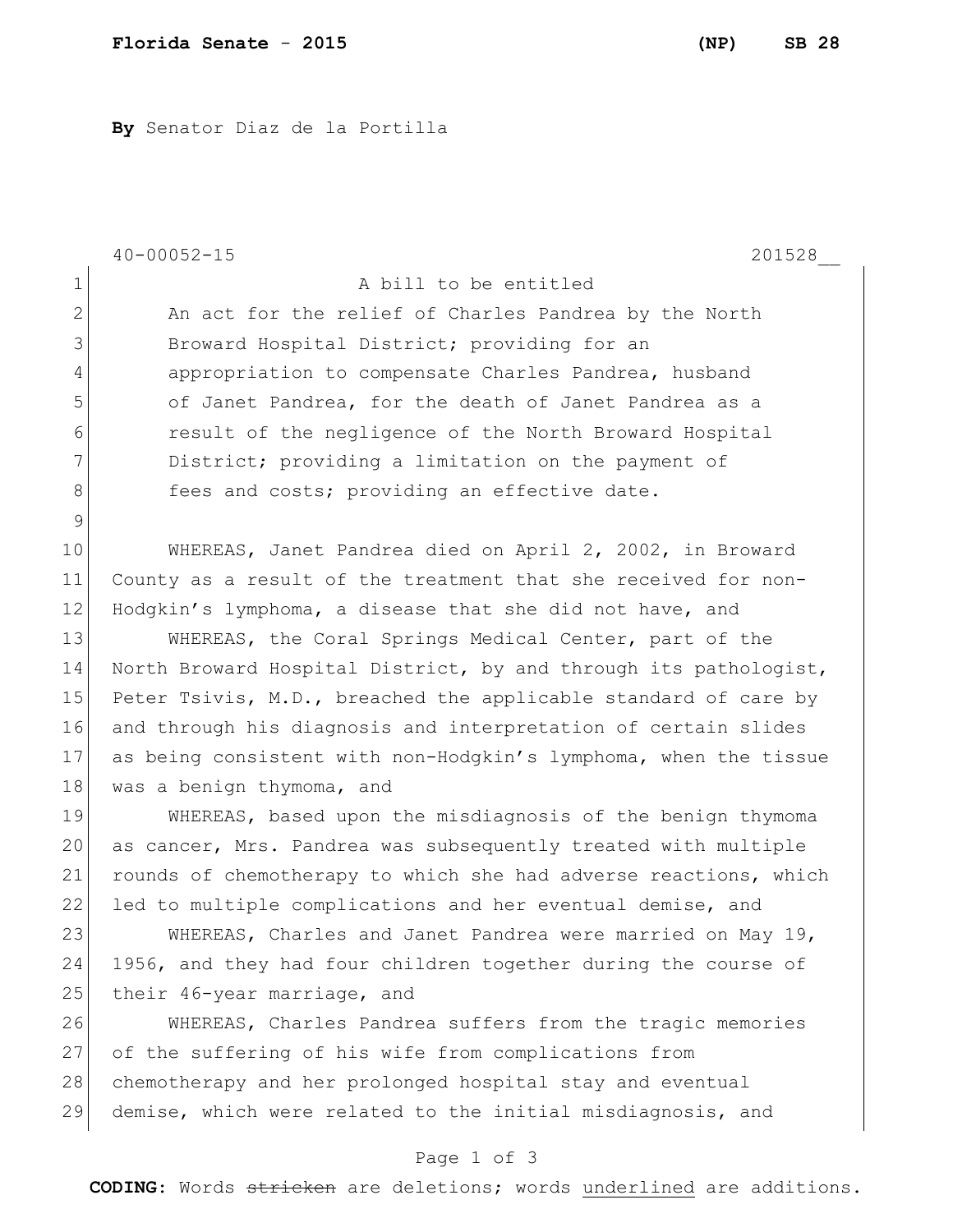**By** Senator Diaz de la Portilla

40-00052-15 201528__

A bill to be entitled

An act for the relief of Charles Pandrea by the North Broward Hospital District; providing for an appropriation to compensate Charles Pandrea, husband of Janet Pandrea, for the death of Janet Pandrea as a result of the negligence of the North Broward Hospital District; providing a limitation on the payment of fees and costs; providing an effective date.

WHEREAS, Janet Pandrea died on April 2, 2002, in Broward County as a result of the treatment that she received for non-Hodgkin's lymphoma, a disease that she did not have, and

WHEREAS, the Coral Springs Medical Center, part of the North Broward Hospital District, by and through its pathologist, Peter Tsivis, M.D., breached the applicable standard of care by and through his diagnosis and interpretation of certain slides as being consistent with non-Hodgkin's lymphoma, when the tissue was a benign thymoma, and

WHEREAS, based upon the misdiagnosis of the benign thymoma as cancer, Mrs. Pandrea was subsequently treated with multiple rounds of chemotherapy to which she had adverse reactions, which led to multiple complications and her eventual demise, and

WHEREAS, Charles and Janet Pandrea were married on May 19, 1956, and they had four children together during the course of their 46-year marriage, and

WHEREAS, Charles Pandrea suffers from the tragic memories of the suffering of his wife from complications from chemotherapy and her prolonged hospital stay and eventual demise, which were related to the initial misdiagnosis, and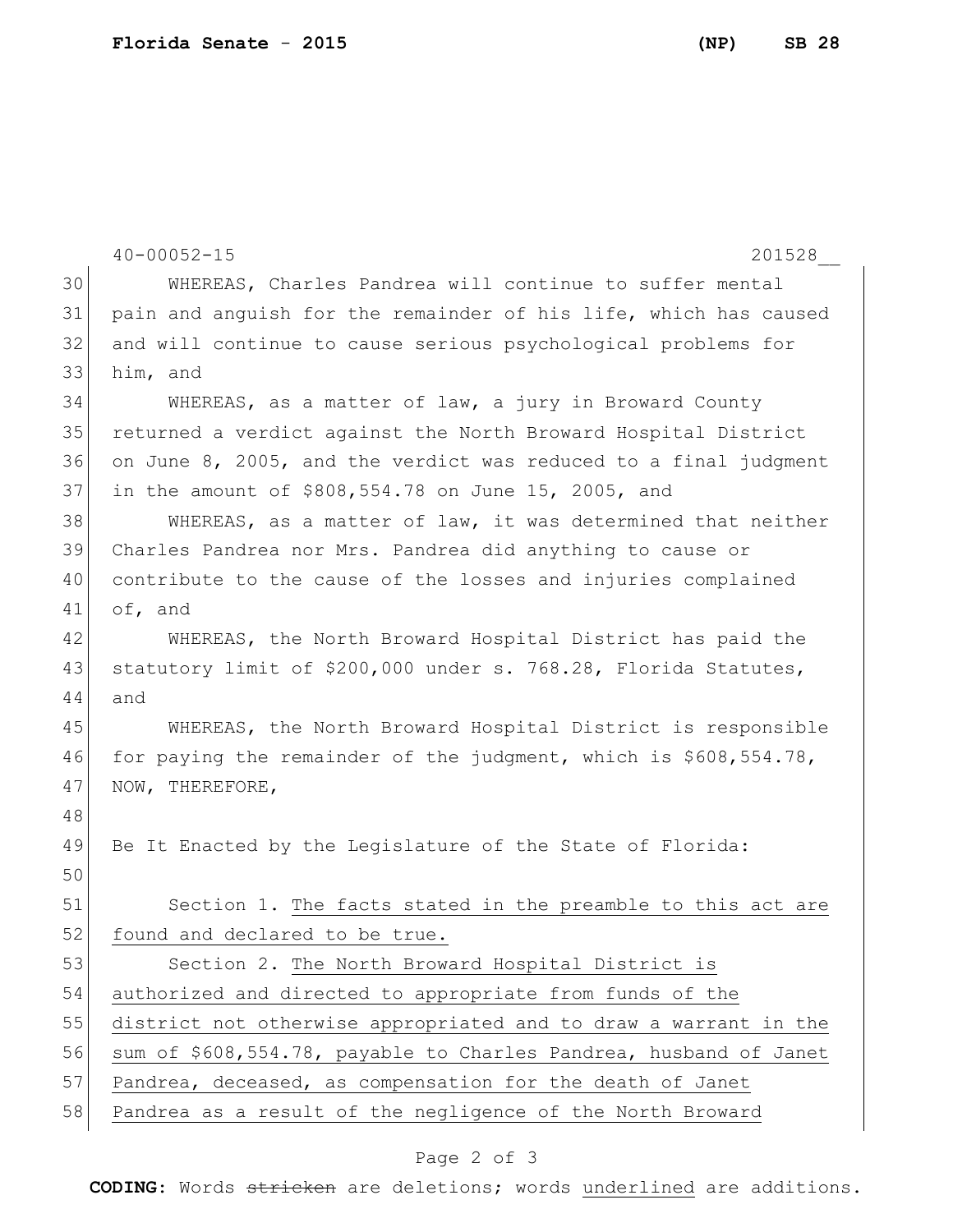WHEREAS, Charles Pandrea will continue to suffer mental pain and anguish for the remainder of his life, which has caused and will continue to cause serious psychological problems for him, and

WHEREAS, as a matter of law, a jury in Broward County returned a verdict against the North Broward Hospital District on June 8, 2005, and the verdict was reduced to a final judgment in the amount of $808,554.78 on June 15, 2005, and

WHEREAS, as a matter of law, it was determined that neither Charles Pandrea nor Mrs. Pandrea did anything to cause or contribute to the cause of the losses and injuries complained of, and

WHEREAS, the North Broward Hospital District has paid the statutory limit of $200,000 under s. 768.28, Florida Statutes, and

WHEREAS, the North Broward Hospital District is responsible for paying the remainder of the judgment, which is $608,554.78, NOW, THEREFORE,

Be It Enacted by the Legislature of the State of Florida:

Section 1. The facts stated in the preamble to this act are found and declared to be true.

Section 2. The North Broward Hospital District is authorized and directed to appropriate from funds of the district not otherwise appropriated and to draw a warrant in the sum of $608,554.78, payable to Charles Pandrea, husband of Janet Pandrea, deceased, as compensation for the death of Janet Pandrea as a result of the negligence of the North Broward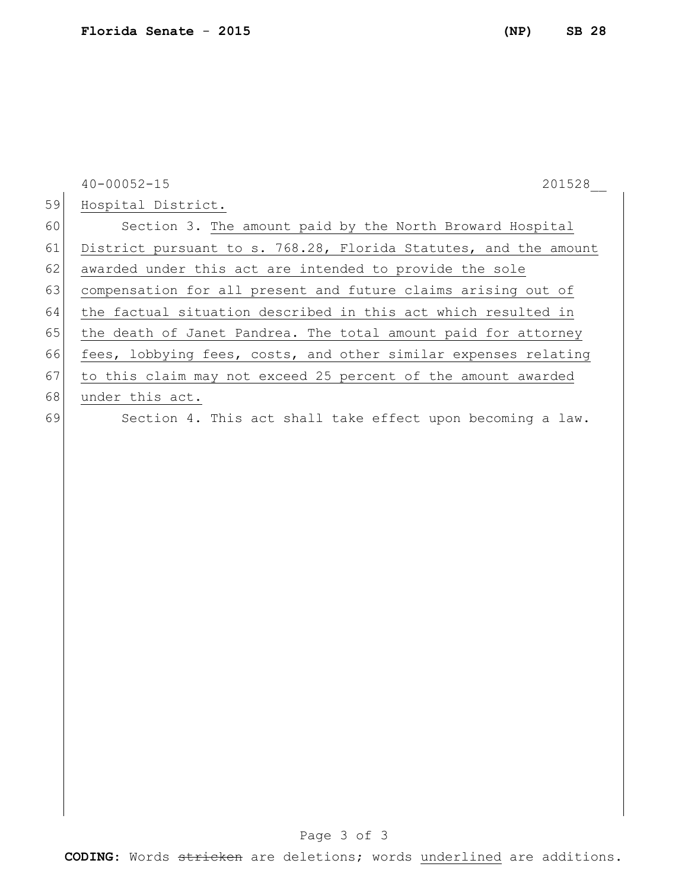40-00052-15 201528__

59 Hospital District.

60 Section 3. The amount paid by the North Broward Hospital
61 District pursuant to s. 768.28, Florida Statutes, and the amount
62 awarded under this act are intended to provide the sole
63 compensation for all present and future claims arising out of
64 the factual situation described in this act which resulted in
65 the death of Janet Pandrea. The total amount paid for attorney
66 fees, lobbying fees, costs, and other similar expenses relating
67 to this claim may not exceed 25 percent of the amount awarded
68 under this act.

69 Section 4. This act shall take effect upon becoming a law.

**CODING:** Words ~~stricken~~ are deletions; words <u>underlined</u> are additions.